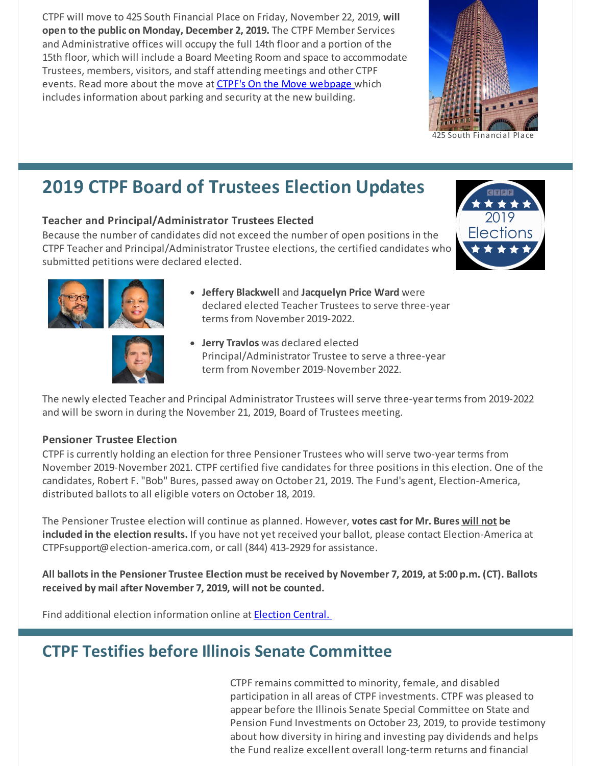CTPF will move to 425 South Financial Place on Friday, November 22, 2019, **will open to the public on Monday, December 2, 2019.** The CTPF Member Services and Administrative offices will occupy the full 14th floor and a portion of the 15th floor, which will include a Board Meeting Room and space to accommodate Trustees, members, visitors, and staff attending meetings and other CTPF events. Read more about the move at [CTPF's On the Move webpage](#) which includes information about parking and security at the new building.

425 South Financial Place

## 2019 CTPF Board of Trustees Election Updates

### Teacher and Principal/Administrator Trustees Elected

Because the number of candidates did not exceed the number of open positions in the CTPF Teacher and Principal/Administrator Trustee elections, the certified candidates who submitted petitions were declared elected.

- **Jeffery Blackwell** and **Jacquelyn Price Ward** were declared elected Teacher Trustees to serve three-year terms from November 2019-2022.
- **Jerry Travlos** was declared elected Principal/Administrator Trustee to serve a three-year term from November 2019-November 2022.

The newly elected Teacher and Principal Administrator Trustees will serve three-year terms from 2019-2022 and will be sworn in during the November 21, 2019, Board of Trustees meeting.

### Pensioner Trustee Election

CTPF is currently holding an election for three Pensioner Trustees who will serve two-year terms from November 2019-November 2021. CTPF certified five candidates for three positions in this election. One of the candidates, Robert F. "Bob" Bures, passed away on October 21, 2019. The Fund's agent, Election-America, distributed ballots to all eligible voters on October 18, 2019.

The Pensioner Trustee election will continue as planned. However, **votes cast for Mr. Bures will not be included in the election results.** If you have not yet received your ballot, please contact Election-America at CTPFsupport@election-america.com, or call (844) 413-2929 for assistance.

**All ballots in the Pensioner Trustee Election must be received by November 7, 2019, at 5:00 p.m. (CT). Ballots received by mail after November 7, 2019, will not be counted.**

Find additional election information online at [Election Central.](#)

## CTPF Testifies before Illinois Senate Committee

CTPF remains committed to minority, female, and disabled participation in all areas of CTPF investments. CTPF was pleased to appear before the Illinois Senate Special Committee on State and Pension Fund Investments on October 23, 2019, to provide testimony about how diversity in hiring and investing pay dividends and helps the Fund realize excellent overall long-term returns and financial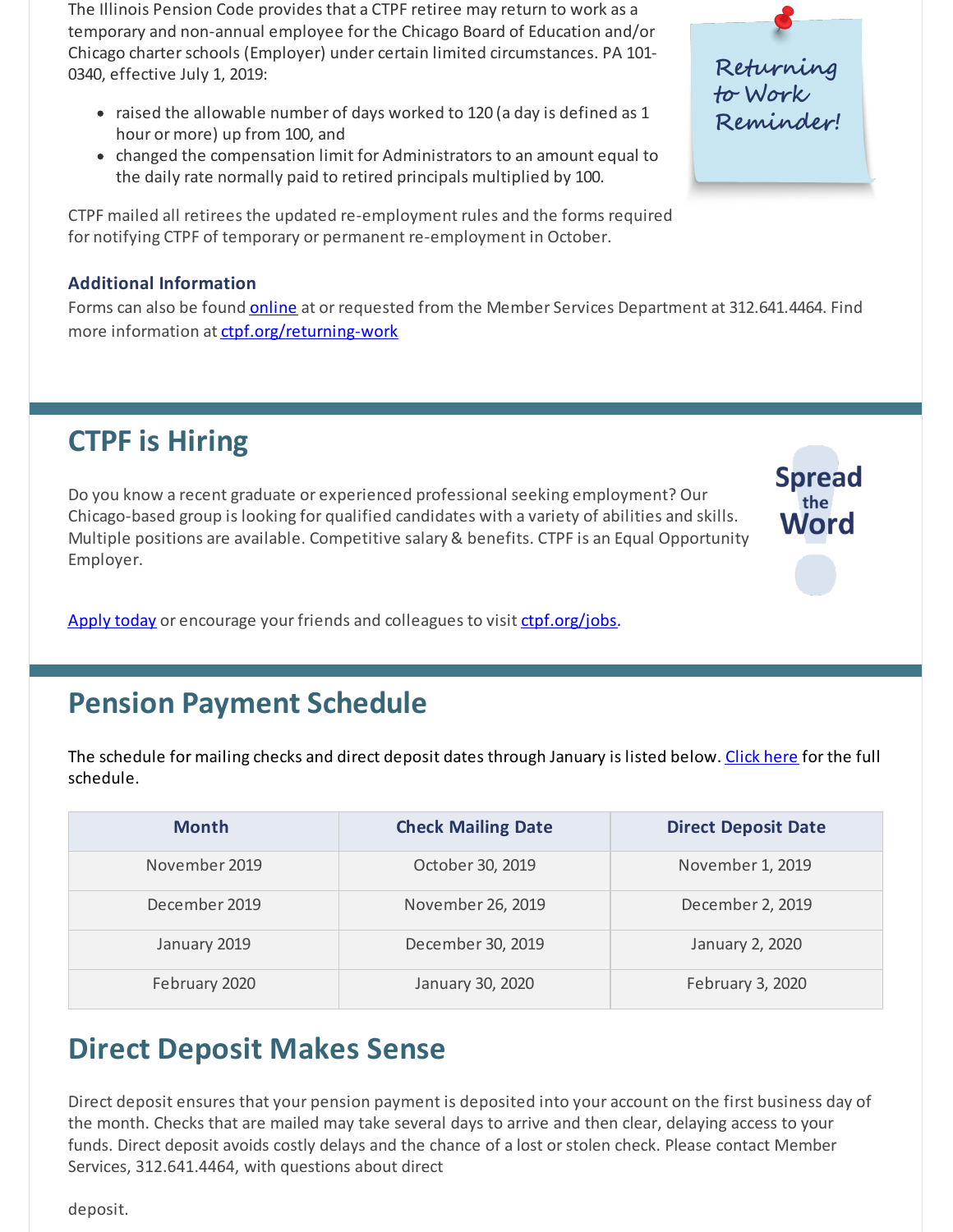The Illinois Pension Code provides that a CTPF retiree may return to work as a temporary and non-annual employee for the Chicago Board of Education and/or Chicago charter schools (Employer) under certain limited circumstances. PA 101-0340, effective July 1, 2019:

- raised the allowable number of days worked to 120 (a day is defined as 1 hour or more) up from 100, and
- changed the compensation limit for Administrators to an amount equal to the daily rate normally paid to retired principals multiplied by 100.

Returning to Work Reminder!

CTPF mailed all retirees the updated re-employment rules and the forms required for notifying CTPF of temporary or permanent re-employment in October.

### Additional Information

Forms can also be found online at or requested from the Member Services Department at 312.641.4464. Find more information at ctpf.org/returning-work

## CTPF is Hiring

Spread the Word

Do you know a recent graduate or experienced professional seeking employment? Our Chicago-based group is looking for qualified candidates with a variety of abilities and skills. Multiple positions are available. Competitive salary & benefits. CTPF is an Equal Opportunity Employer.

Apply today or encourage your friends and colleagues to visit ctpf.org/jobs.

## Pension Payment Schedule

The schedule for mailing checks and direct deposit dates through January is listed below. Click here for the full schedule.

| Month | Check Mailing Date | Direct Deposit Date |
|---|---|---|
| November 2019 | October 30, 2019 | November 1, 2019 |
| December 2019 | November 26, 2019 | December 2, 2019 |
| January 2019 | December 30, 2019 | January 2, 2020 |
| February 2020 | January 30, 2020 | February 3, 2020 |

## Direct Deposit Makes Sense

Direct deposit ensures that your pension payment is deposited into your account on the first business day of the month. Checks that are mailed may take several days to arrive and then clear, delaying access to your funds. Direct deposit avoids costly delays and the chance of a lost or stolen check. Please contact Member Services, 312.641.4464, with questions about direct

deposit.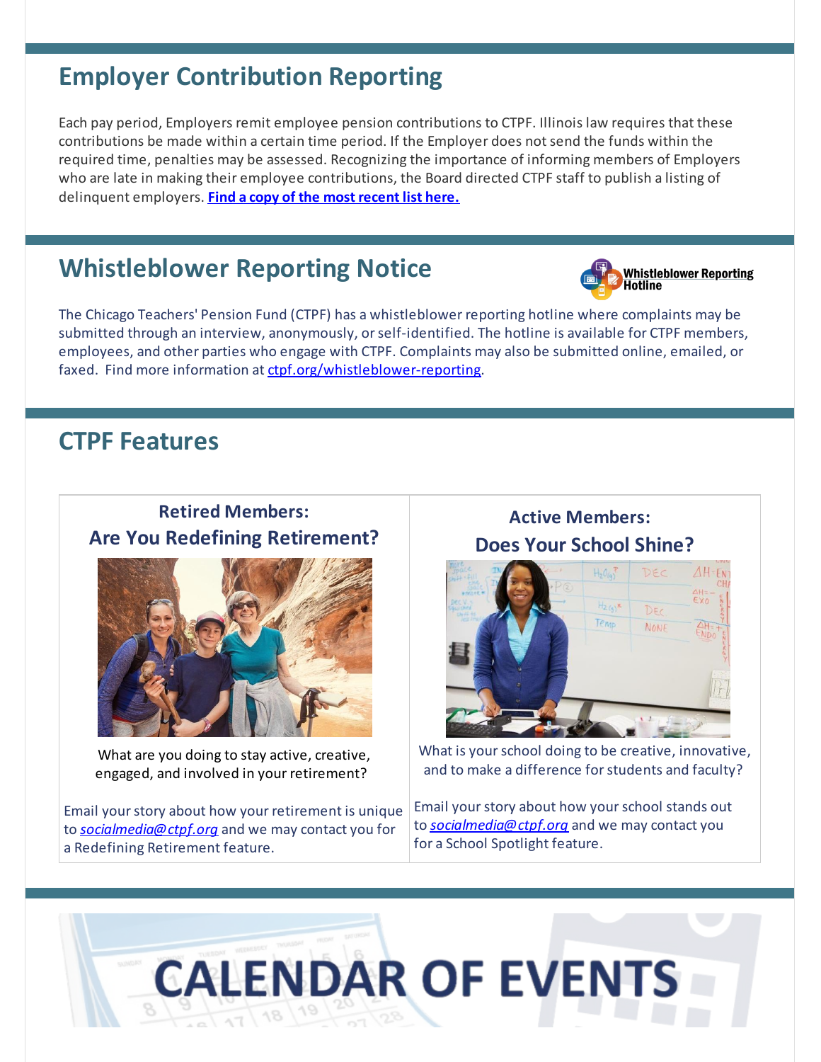## Employer Contribution Reporting

Each pay period, Employers remit employee pension contributions to CTPF. Illinois law requires that these contributions be made within a certain time period. If the Employer does not send the funds within the required time, penalties may be assessed. Recognizing the importance of informing members of Employers who are late in making their employee contributions, the Board directed CTPF staff to publish a listing of delinquent employers. **Find a copy of the most recent list here.**

## Whistleblower Reporting Notice

Whistleblower Reporting Hotline

The Chicago Teachers' Pension Fund (CTPF) has a whistleblower reporting hotline where complaints may be submitted through an interview, anonymously, or self-identified. The hotline is available for CTPF members, employees, and other parties who engage with CTPF. Complaints may also be submitted online, emailed, or faxed. Find more information at ctpf.org/whistleblower-reporting.

## CTPF Features

### Retired Members: Are You Redefining Retirement?

What are you doing to stay active, creative, engaged, and involved in your retirement?

Email your story about how your retirement is unique to *socialmedia@ctpf.org* and we may contact you for a Redefining Retirement feature.

### Active Members: Does Your School Shine?

What is your school doing to be creative, innovative, and to make a difference for students and faculty?

Email your story about how your school stands out to *socialmedia@ctpf.org* and we may contact you for a School Spotlight feature.

# CALENDAR OF EVENTS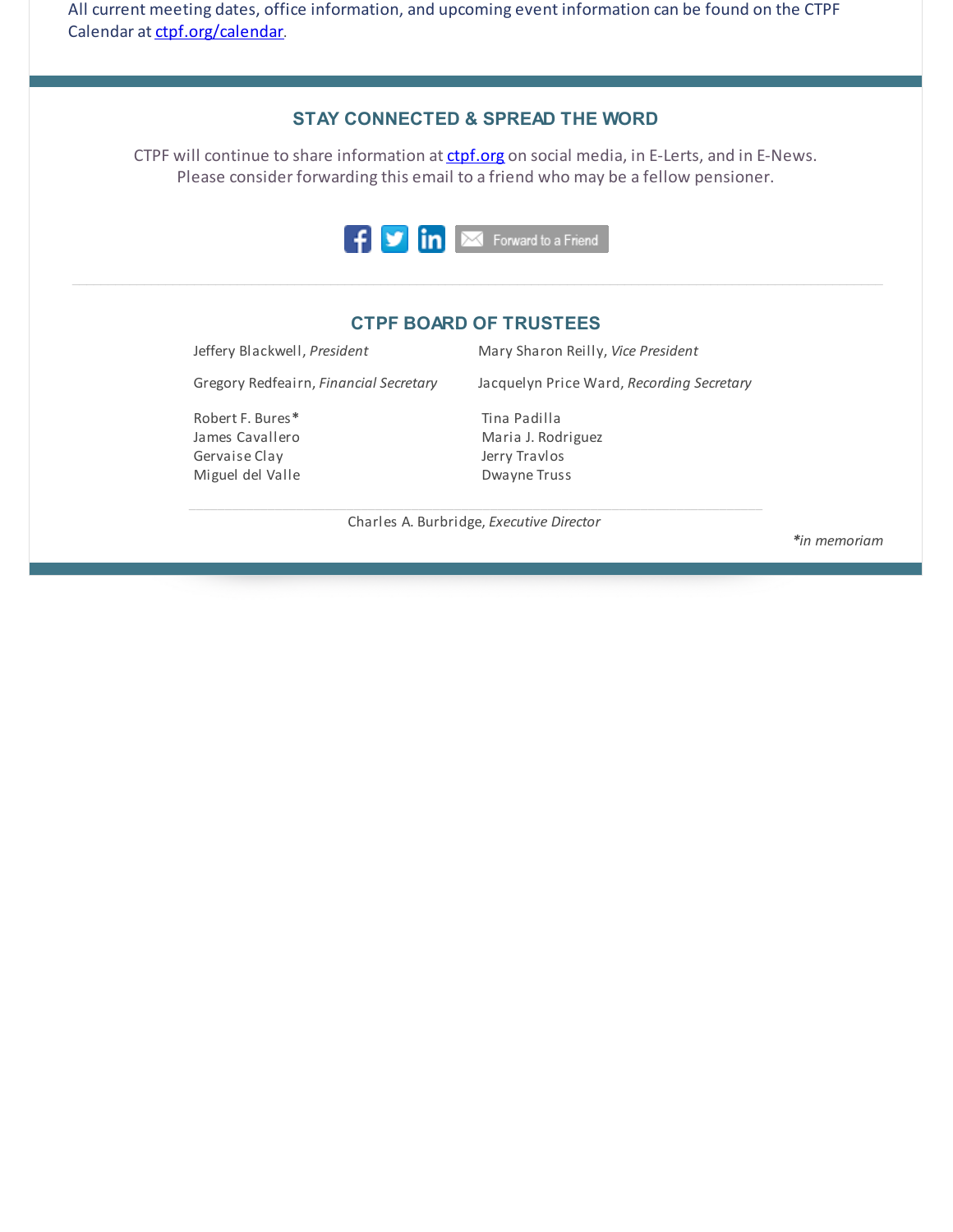All current meeting dates, office information, and upcoming event information can be found on the CTPF Calendar at ctpf.org/calendar.

## STAY CONNECTED & SPREAD THE WORD

CTPF will continue to share information at ctpf.org on social media, in E-Lerts, and in E-News. Please consider forwarding this email to a friend who may be a fellow pensioner.

Forward to a Friend

---

## CTPF BOARD OF TRUSTEES

Jeffery Blackwell, *President*

Mary Sharon Reilly, *Vice President*

Gregory Redfeairn, *Financial Secretary*

Jacquelyn Price Ward, *Recording Secretary*

Robert F. Bures*
James Cavallero
Gervaise Clay
Miguel del Valle

Tina Padilla
Maria J. Rodriguez
Jerry Travlos
Dwayne Truss

---

Charles A. Burbridge, *Executive Director*

**\***_in memoriam_